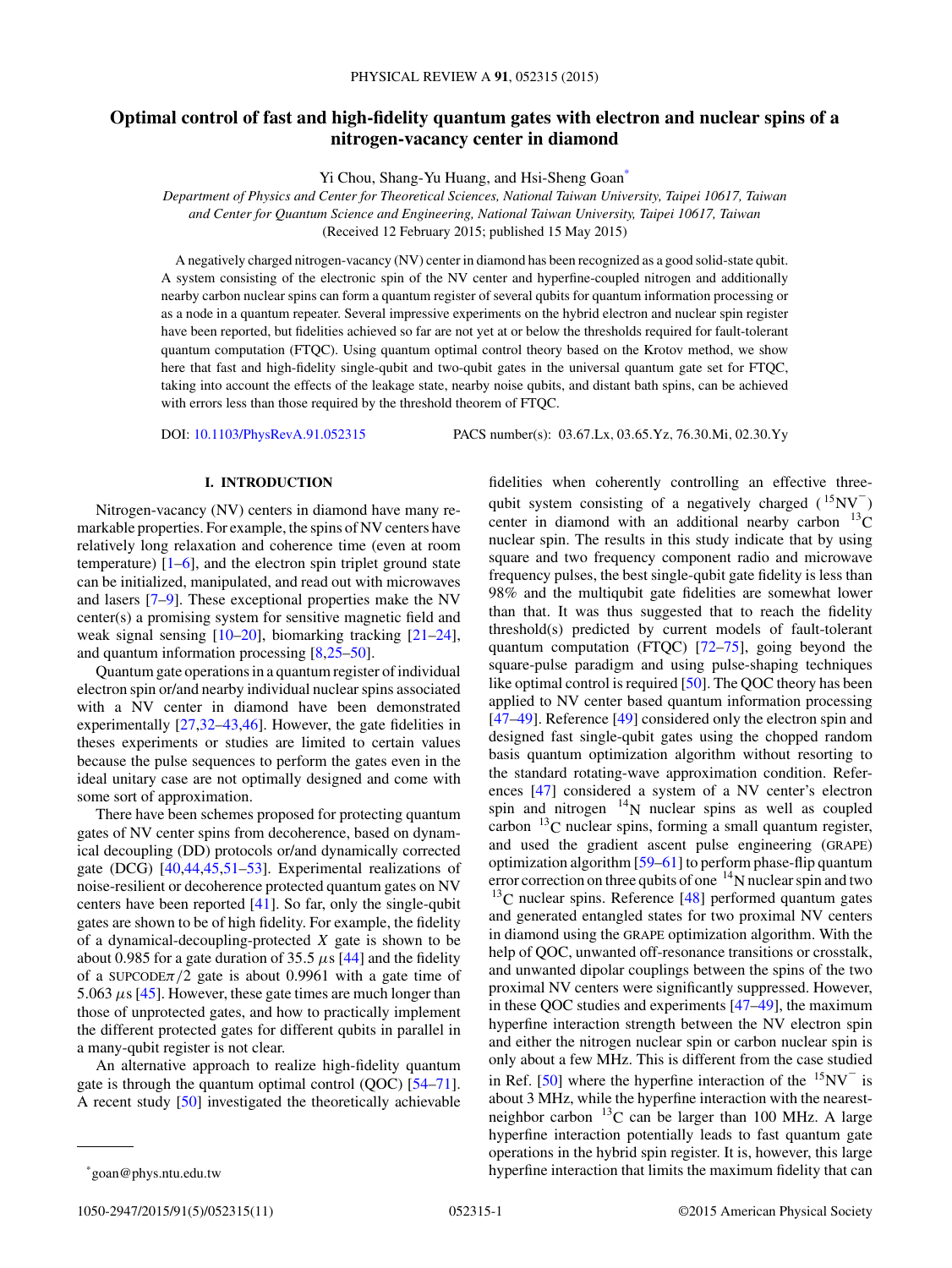# Optimal control of fast and high-fidelity quantum gates with electron and nuclear spins of a nitrogen-vacancy center in diamond

Yi Chou, Shang-Yu Huang, and Hsi-Sheng Goan[*]

*Department of Physics and Center for Theoretical Sciences, National Taiwan University, Taipei 10617, Taiwan and Center for Quantum Science and Engineering, National Taiwan University, Taipei 10617, Taiwan*

(Received 12 February 2015; published 15 May 2015)

A negatively charged nitrogen-vacancy (NV) center in diamond has been recognized as a good solid-state qubit. A system consisting of the electronic spin of the NV center and hyperfine-coupled nitrogen and additionally nearby carbon nuclear spins can form a quantum register of several qubits for quantum information processing or as a node in a quantum repeater. Several impressive experiments on the hybrid electron and nuclear spin register have been reported, but fidelities achieved so far are not yet at or below the thresholds required for fault-tolerant quantum computation (FTQC). Using quantum optimal control theory based on the Krotov method, we show here that fast and high-fidelity single-qubit and two-qubit gates in the universal quantum gate set for FTQC, taking into account the effects of the leakage state, nearby noise qubits, and distant bath spins, can be achieved with errors less than those required by the threshold theorem of FTQC.

DOI: 10.1103/PhysRevA.91.052315    PACS number(s): 03.67.Lx, 03.65.Yz, 76.30.Mi, 02.30.Yy

## I. INTRODUCTION

Nitrogen-vacancy (NV) centers in diamond have many remarkable properties. For example, the spins of NV centers have relatively long relaxation and coherence time (even at room temperature) [1–6], and the electron spin triplet ground state can be initialized, manipulated, and read out with microwaves and lasers [7–9]. These exceptional properties make the NV center(s) a promising system for sensitive magnetic field and weak signal sensing [10–20], biomarking tracking [21–24], and quantum information processing [8,25–50].

Quantum gate operations in a quantum register of individual electron spin or/and nearby individual nuclear spins associated with a NV center in diamond have been demonstrated experimentally [27,32–43,46]. However, the gate fidelities in theses experiments or studies are limited to certain values because the pulse sequences to perform the gates even in the ideal unitary case are not optimally designed and come with some sort of approximation.

There have been schemes proposed for protecting quantum gates of NV center spins from decoherence, based on dynamical decoupling (DD) protocols or/and dynamically corrected gate (DCG) [40,44,45,51–53]. Experimental realizations of noise-resilient or decoherence protected quantum gates on NV centers have been reported [41]. So far, only the single-qubit gates are shown to be of high fidelity. For example, the fidelity of a dynamical-decoupling-protected $X$ gate is shown to be about 0.985 for a gate duration of 35.5 $\mu$s [44] and the fidelity of a SUPCODE$\pi/2$ gate is about 0.9961 with a gate time of 5.063 $\mu$s [45]. However, these gate times are much longer than those of unprotected gates, and how to practically implement the different protected gates for different qubits in parallel in a many-qubit register is not clear.

An alternative approach to realize high-fidelity quantum gate is through the quantum optimal control (QOC) [54–71]. A recent study [50] investigated the theoretically achievable fidelities when coherently controlling an effective three-qubit system consisting of a negatively charged ($^{15}$NV$^-$) center in diamond with an additional nearby carbon $^{13}$C nuclear spin. The results in this study indicate that by using square and two frequency component radio and microwave frequency pulses, the best single-qubit gate fidelity is less than 98% and the multiqubit gate fidelities are somewhat lower than that. It was thus suggested that to reach the fidelity threshold(s) predicted by current models of fault-tolerant quantum computation (FTQC) [72–75], going beyond the square-pulse paradigm and using pulse-shaping techniques like optimal control is required [50]. The QOC theory has been applied to NV center based quantum information processing [47–49]. Reference [49] considered only the electron spin and designed fast single-qubit gates using the chopped random basis quantum optimization algorithm without resorting to the standard rotating-wave approximation condition. References [47] considered a system of a NV center's electron spin and nitrogen $^{14}$N nuclear spins as well as coupled carbon $^{13}$C nuclear spins, forming a small quantum register, and used the gradient ascent pulse engineering (GRAPE) optimization algorithm [59–61] to perform phase-flip quantum error correction on three qubits of one $^{14}$N nuclear spin and two $^{13}$C nuclear spins. Reference [48] performed quantum gates and generated entangled states for two proximal NV centers in diamond using the GRAPE optimization algorithm. With the help of QOC, unwanted off-resonance transitions or crosstalk, and unwanted dipolar couplings between the spins of the two proximal NV centers were significantly suppressed. However, in these QOC studies and experiments [47–49], the maximum hyperfine interaction strength between the NV electron spin and either the nitrogen nuclear spin or carbon nuclear spin is only about a few MHz. This is different from the case studied in Ref. [50] where the hyperfine interaction of the $^{15}$NV$^-$ is about 3 MHz, while the hyperfine interaction with the nearest-neighbor carbon $^{13}$C can be larger than 100 MHz. A large hyperfine interaction potentially leads to fast quantum gate operations in the hybrid spin register. It is, however, this large hyperfine interaction that limits the maximum fidelity that can

[*] goan@phys.ntu.edu.tw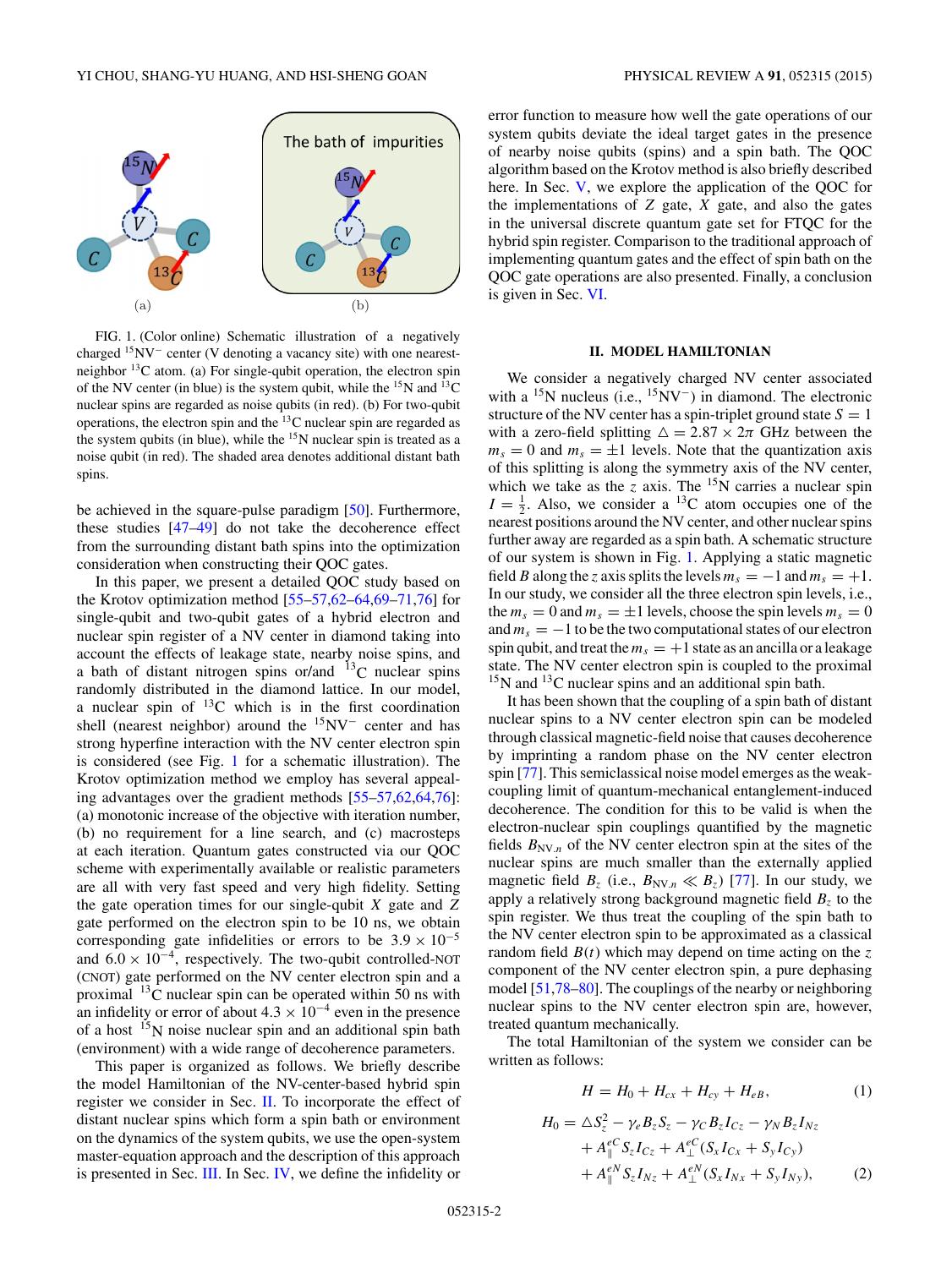FIG. 1. (Color online) Schematic illustration of a negatively charged $^{15}$NV$^-$ center (V denoting a vacancy site) with one nearest-neighbor $^{13}$C atom. (a) For single-qubit operation, the electron spin of the NV center (in blue) is the system qubit, while the $^{15}$N and $^{13}$C nuclear spins are regarded as noise qubits (in red). (b) For two-qubit operations, the electron spin and the $^{13}$C nuclear spin are regarded as the system qubits (in blue), while the $^{15}$N nuclear spin is treated as a noise qubit (in red). The shaded area denotes additional distant bath spins.

be achieved in the square-pulse paradigm [50]. Furthermore, these studies [47–49] do not take the decoherence effect from the surrounding distant bath spins into the optimization consideration when constructing their QOC gates.

In this paper, we present a detailed QOC study based on the Krotov optimization method [55–57,62–64,69–71,76] for single-qubit and two-qubit gates of a hybrid electron and nuclear spin register of a NV center in diamond taking into account the effects of leakage state, nearby noise spins, and a bath of distant nitrogen spins or/and $^{13}$C nuclear spins randomly distributed in the diamond lattice. In our model, a nuclear spin of $^{13}$C which is in the first coordination shell (nearest neighbor) around the $^{15}$NV$^-$ center and has strong hyperfine interaction with the NV center electron spin is considered (see Fig. 1 for a schematic illustration). The Krotov optimization method we employ has several appealing advantages over the gradient methods [55–57,62,64,76]: (a) monotonic increase of the objective with iteration number, (b) no requirement for a line search, and (c) macrosteps at each iteration. Quantum gates constructed via our QOC scheme with experimentally available or realistic parameters are all with very fast speed and very high fidelity. Setting the gate operation times for our single-qubit $X$ gate and $Z$ gate performed on the electron spin to be 10 ns, we obtain corresponding gate infidelities or errors to be $3.9 \times 10^{-5}$ and $6.0 \times 10^{-4}$, respectively. The two-qubit controlled-NOT (CNOT) gate performed on the NV center electron spin and a proximal $^{13}$C nuclear spin can be operated within 50 ns with an infidelity or error of about $4.3 \times 10^{-4}$ even in the presence of a host $^{15}$N noise nuclear spin and an additional spin bath (environment) with a wide range of decoherence parameters.

This paper is organized as follows. We briefly describe the model Hamiltonian of the NV-center-based hybrid spin register we consider in Sec. II. To incorporate the effect of distant nuclear spins which form a spin bath or environment on the dynamics of the system qubits, we use the open-system master-equation approach and the description of this approach is presented in Sec. III. In Sec. IV, we define the infidelity or error function to measure how well the gate operations of our system qubits deviate the ideal target gates in the presence of nearby noise qubits (spins) and a spin bath. The QOC algorithm based on the Krotov method is also briefly described here. In Sec. V, we explore the application of the QOC for the implementations of $Z$ gate, $X$ gate, and also the gates in the universal discrete quantum gate set for FTQC for the hybrid spin register. Comparison to the traditional approach of implementing quantum gates and the effect of spin bath on the QOC gate operations are also presented. Finally, a conclusion is given in Sec. VI.

## II. MODEL HAMILTONIAN

We consider a negatively charged NV center associated with a $^{15}$N nucleus (i.e., $^{15}$NV$^-$) in diamond. The electronic structure of the NV center has a spin-triplet ground state $S = 1$ with a zero-field splitting $\triangle = 2.87 \times 2\pi$ GHz between the $m_s = 0$ and $m_s = \pm 1$ levels. Note that the quantization axis of this splitting is along the symmetry axis of the NV center, which we take as the $z$ axis. The $^{15}$N carries a nuclear spin $I = \frac{1}{2}$. Also, we consider a $^{13}$C atom occupies one of the nearest positions around the NV center, and other nuclear spins further away are regarded as a spin bath. A schematic structure of our system is shown in Fig. 1. Applying a static magnetic field $B$ along the $z$ axis splits the levels $m_s = -1$ and $m_s = +1$. In our study, we consider all the three electron spin levels, i.e., the $m_s = 0$ and $m_s = \pm 1$ levels, choose the spin levels $m_s = 0$ and $m_s = -1$ to be the two computational states of our electron spin qubit, and treat the $m_s = +1$ state as an ancilla or a leakage state. The NV center electron spin is coupled to the proximal $^{15}$N and $^{13}$C nuclear spins and an additional spin bath.

It has been shown that the coupling of a spin bath of distant nuclear spins to a NV center electron spin can be modeled through classical magnetic-field noise that causes decoherence by imprinting a random phase on the NV center electron spin [77]. This semiclassical noise model emerges as the weak-coupling limit of quantum-mechanical entanglement-induced decoherence. The condition for this to be valid is when the electron-nuclear spin couplings quantified by the magnetic fields $B_{\mathrm{NV},n}$ of the NV center electron spin at the sites of the nuclear spins are much smaller than the externally applied magnetic field $B_z$ (i.e., $B_{\mathrm{NV},n} \ll B_z$) [77]. In our study, we apply a relatively strong background magnetic field $B_z$ to the spin register. We thus treat the coupling of the spin bath to the NV center electron spin to be approximated as a classical random field $B(t)$ which may depend on time acting on the $z$ component of the NV center electron spin, a pure dephasing model [51,78–80]. The couplings of the nearby or neighboring nuclear spins to the NV center electron spin are, however, treated quantum mechanically.

The total Hamiltonian of the system we consider can be written as follows:

$$H = H_0 + H_{cx} + H_{cy} + H_{eB}, \tag{1}$$

$$\begin{aligned} H_0 = &\triangle S_z^2 - \gamma_e B_z S_z - \gamma_C B_z I_{Cz} - \gamma_N B_z I_{Nz} \\ &+ A_{\parallel}^{eC} S_z I_{Cz} + A_{\perp}^{eC}(S_x I_{Cx} + S_y I_{Cy}) \\ &+ A_{\parallel}^{eN} S_z I_{Nz} + A_{\perp}^{eN}(S_x I_{Nx} + S_y I_{Ny}), \end{aligned} \tag{2}$$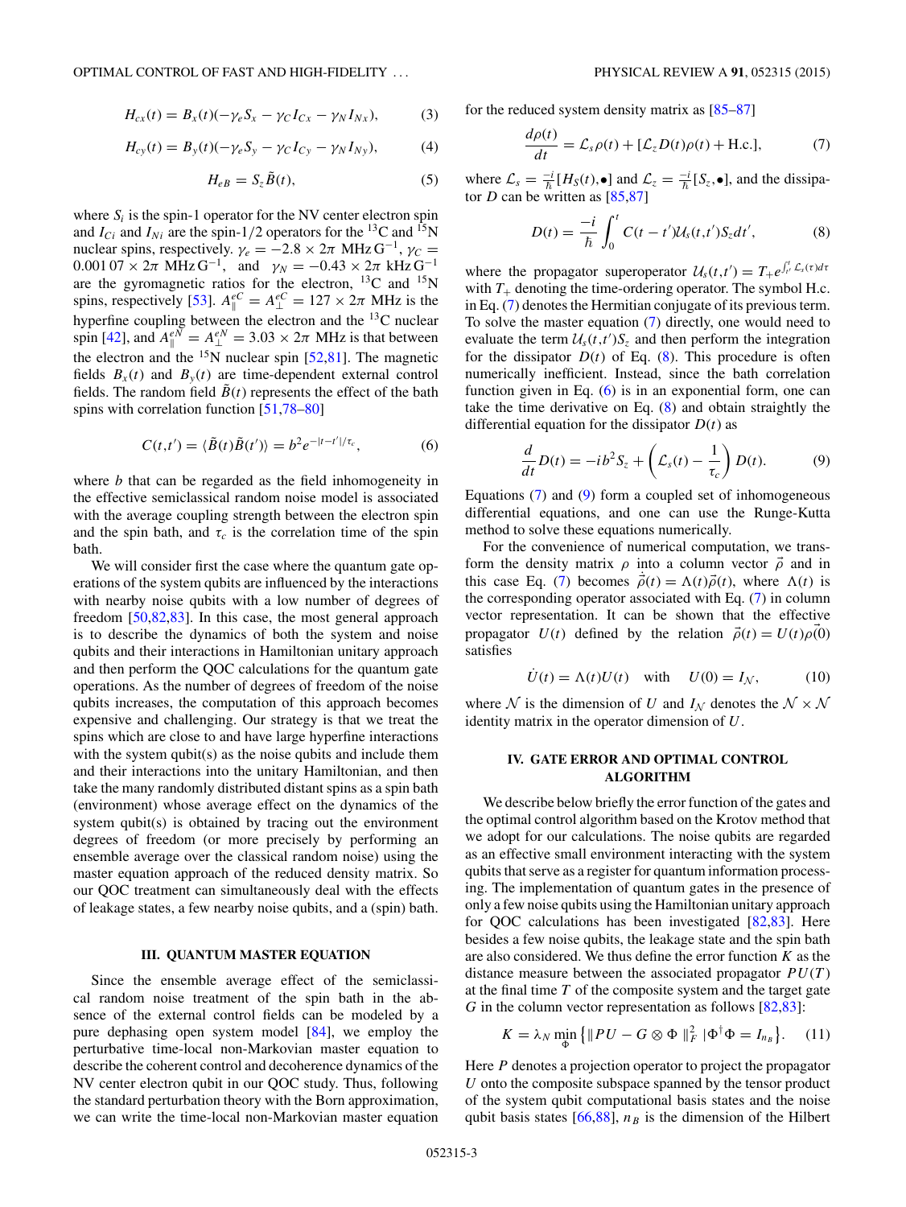$$H_{cx}(t) = B_x(t)(-\gamma_e S_x - \gamma_C I_{Cx} - \gamma_N I_{Nx}), \tag{3}$$

$$H_{cy}(t) = B_y(t)(-\gamma_e S_y - \gamma_C I_{Cy} - \gamma_N I_{Ny}), \tag{4}$$

$$H_{eB} = S_z \tilde{B}(t), \tag{5}$$

where $S_i$ is the spin-1 operator for the NV center electron spin and $I_{Ci}$ and $I_{Ni}$ are the spin-1/2 operators for the $^{13}$C and $^{15}$N nuclear spins, respectively. $\gamma_e = -2.8 \times 2\pi$ MHz G$^{-1}$, $\gamma_C = 0.001\,07 \times 2\pi$ MHz G$^{-1}$, and $\gamma_N = -0.43 \times 2\pi$ kHz G$^{-1}$ are the gyromagnetic ratios for the electron, $^{13}$C and $^{15}$N spins, respectively [53]. $A_\parallel^{eC} = A_\perp^{eC} = 127 \times 2\pi$ MHz is the hyperfine coupling between the electron and the $^{13}$C nuclear spin [42], and $A_\parallel^{eN} = A_\perp^{eN} = 3.03 \times 2\pi$ MHz is that between the electron and the $^{15}$N nuclear spin [52,81]. The magnetic fields $B_x(t)$ and $B_y(t)$ are time-dependent external control fields. The random field $\tilde{B}(t)$ represents the effect of the bath spins with correlation function [51,78–80]

$$C(t,t') = \langle \tilde{B}(t)\tilde{B}(t')\rangle = b^2 e^{-|t-t'|/\tau_c}, \tag{6}$$

where $b$ that can be regarded as the field inhomogeneity in the effective semiclassical random noise model is associated with the average coupling strength between the electron spin and the spin bath, and $\tau_c$ is the correlation time of the spin bath.

We will consider first the case where the quantum gate operations of the system qubits are influenced by the interactions with nearby noise qubits with a low number of degrees of freedom [50,82,83]. In this case, the most general approach is to describe the dynamics of both the system and noise qubits and their interactions in Hamiltonian unitary approach and then perform the QOC calculations for the quantum gate operations. As the number of degrees of freedom of the noise qubits increases, the computation of this approach becomes expensive and challenging. Our strategy is that we treat the spins which are close to and have large hyperfine interactions with the system qubit(s) as the noise qubits and include them and their interactions into the unitary Hamiltonian, and then take the many randomly distributed distant spins as a spin bath (environment) whose average effect on the dynamics of the system qubit(s) is obtained by tracing out the environment degrees of freedom (or more precisely by performing an ensemble average over the classical random noise) using the master equation approach of the reduced density matrix. So our QOC treatment can simultaneously deal with the effects of leakage states, a few nearby noise qubits, and a (spin) bath.

### III. QUANTUM MASTER EQUATION

Since the ensemble average effect of the semiclassical random noise treatment of the spin bath in the absence of the external control fields can be modeled by a pure dephasing open system model [84], we employ the perturbative time-local non-Markovian master equation to describe the coherent control and decoherence dynamics of the NV center electron qubit in our QOC study. Thus, following the standard perturbation theory with the Born approximation, we can write the time-local non-Markovian master equation for the reduced system density matrix as [85–87]

$$\frac{d\rho(t)}{dt} = \mathcal{L}_s\rho(t) + [\mathcal{L}_z D(t)\rho(t) + \text{H.c.}], \tag{7}$$

where $\mathcal{L}_s = \frac{-i}{\hbar}[H_S(t), \bullet]$ and $\mathcal{L}_z = \frac{-i}{\hbar}[S_z, \bullet]$, and the dissipator $D$ can be written as [85,87]

$$D(t) = \frac{-i}{\hbar}\int_0^t C(t-t')\mathcal{U}_s(t,t')S_z dt', \tag{8}$$

where the propagator superoperator $\mathcal{U}_s(t,t') = T_+ e^{\int_{t'}^{t} \mathcal{L}_s(\tau)d\tau}$ with $T_+$ denoting the time-ordering operator. The symbol H.c. in Eq. (7) denotes the Hermitian conjugate of its previous term. To solve the master equation (7) directly, one would need to evaluate the term $\mathcal{U}_s(t,t')S_z$ and then perform the integration for the dissipator $D(t)$ of Eq. (8). This procedure is often numerically inefficient. Instead, since the bath correlation function given in Eq. (6) is in an exponential form, one can take the time derivative on Eq. (8) and obtain straightly the differential equation for the dissipator $D(t)$ as

$$\frac{d}{dt}D(t) = -ib^2 S_z + \left(\mathcal{L}_s(t) - \frac{1}{\tau_c}\right)D(t). \tag{9}$$

Equations (7) and (9) form a coupled set of inhomogeneous differential equations, and one can use the Runge-Kutta method to solve these equations numerically.

For the convenience of numerical computation, we transform the density matrix $\rho$ into a column vector $\vec{\rho}$ and in this case Eq. (7) becomes $\dot{\vec{\rho}}(t) = \Lambda(t)\vec{\rho}(t)$, where $\Lambda(t)$ is the corresponding operator associated with Eq. (7) in column vector representation. It can be shown that the effective propagator $U(t)$ defined by the relation $\vec{\rho}(t) = U(t)\vec{\rho}(0)$ satisfies

$$\dot{U}(t) = \Lambda(t)U(t) \quad \text{with} \quad U(0) = I_{\mathcal{N}}, \tag{10}$$

where $\mathcal{N}$ is the dimension of $U$ and $I_{\mathcal{N}}$ denotes the $\mathcal{N} \times \mathcal{N}$ identity matrix in the operator dimension of $U$.

### IV. GATE ERROR AND OPTIMAL CONTROL ALGORITHM

We describe below briefly the error function of the gates and the optimal control algorithm based on the Krotov method that we adopt for our calculations. The noise qubits are regarded as an effective small environment interacting with the system qubits that serve as a register for quantum information processing. The implementation of quantum gates in the presence of only a few noise qubits using the Hamiltonian unitary approach for QOC calculations has been investigated [82,83]. Here besides a few noise qubits, the leakage state and the spin bath are also considered. We thus define the error function $K$ as the distance measure between the associated propagator $PU(T)$ at the final time $T$ of the composite system and the target gate $G$ in the column vector representation as follows [82,83]:

$$K = \lambda_N \min_{\Phi}\left\{\|PU - G\otimes\Phi\|_F^2 \,|\Phi^\dagger\Phi = I_{n_B}\right\}. \tag{11}$$

Here $P$ denotes a projection operator to project the propagator $U$ onto the composite subspace spanned by the tensor product of the system qubit computational basis states and the noise qubit basis states [66,88], $n_B$ is the dimension of the Hilbert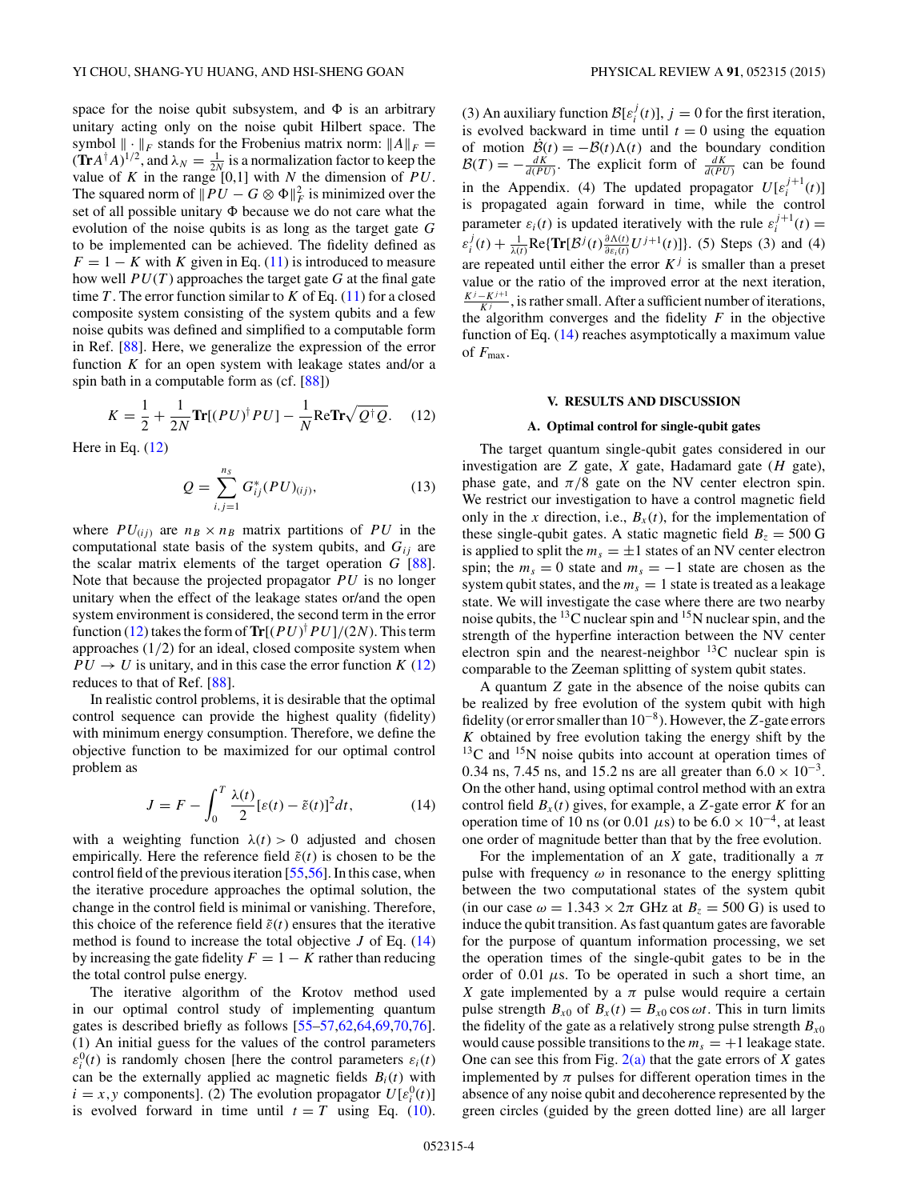space for the noise qubit subsystem, and $\Phi$ is an arbitrary unitary acting only on the noise qubit Hilbert space. The symbol $\|\cdot\|_F$ stands for the Frobenius matrix norm: $\|A\|_F = (\mathbf{Tr}A^\dagger A)^{1/2}$, and $\lambda_N = \frac{1}{2N}$ is a normalization factor to keep the value of $K$ in the range [0,1] with $N$ the dimension of $PU$. The squared norm of $\|PU - G\otimes\Phi\|_F^2$ is minimized over the set of all possible unitary $\Phi$ because we do not care what the evolution of the noise qubits is as long as the target gate $G$ to be implemented can be achieved. The fidelity defined as $F = 1 - K$ with $K$ given in Eq. (11) is introduced to measure how well $PU(T)$ approaches the target gate $G$ at the final gate time $T$. The error function similar to $K$ of Eq. (11) for a closed composite system consisting of the system qubits and a few noise qubits was defined and simplified to a computable form in Ref. [88]. Here, we generalize the expression of the error function $K$ for an open system with leakage states and/or a spin bath in a computable form as (cf. [88])

$$K = \frac{1}{2} + \frac{1}{2N}\mathbf{Tr}[(PU)^\dagger PU] - \frac{1}{N}\mathrm{Re}\mathbf{Tr}\sqrt{Q^\dagger Q}. \quad (12)$$

Here in Eq. (12)

$$Q = \sum_{i,j=1}^{n_S} G_{ij}^*(PU)_{(ij)}, \quad (13)$$

where $PU_{(ij)}$ are $n_B \times n_B$ matrix partitions of $PU$ in the computational state basis of the system qubits, and $G_{ij}$ are the scalar matrix elements of the target operation $G$ [88]. Note that because the projected propagator $PU$ is no longer unitary when the effect of the leakage states or/and the open system environment is considered, the second term in the error function (12) takes the form of $\mathbf{Tr}[(PU)^\dagger PU]/(2N)$. This term approaches (1/2) for an ideal, closed composite system when $PU \to U$ is unitary, and in this case the error function $K$ (12) reduces to that of Ref. [88].

In realistic control problems, it is desirable that the optimal control sequence can provide the highest quality (fidelity) with minimum energy consumption. Therefore, we define the objective function to be maximized for our optimal control problem as

$$J = F - \int_0^T \frac{\lambda(t)}{2}[\varepsilon(t) - \tilde{\varepsilon}(t)]^2 dt, \quad (14)$$

with a weighting function $\lambda(t) > 0$ adjusted and chosen empirically. Here the reference field $\tilde{\varepsilon}(t)$ is chosen to be the control field of the previous iteration [55,56]. In this case, when the iterative procedure approaches the optimal solution, the change in the control field is minimal or vanishing. Therefore, this choice of the reference field $\tilde{\varepsilon}(t)$ ensures that the iterative method is found to increase the total objective $J$ of Eq. (14) by increasing the gate fidelity $F = 1 - K$ rather than reducing the total control pulse energy.

The iterative algorithm of the Krotov method used in our optimal control study of implementing quantum gates is described briefly as follows [55–57,62,64,69,70,76]. (1) An initial guess for the values of the control parameters $\varepsilon_i^0(t)$ is randomly chosen [here the control parameters $\varepsilon_i(t)$ can be the externally applied ac magnetic fields $B_i(t)$ with $i = x,y$ components]. (2) The evolution propagator $U[\varepsilon_i^0(t)]$ is evolved forward in time until $t = T$ using Eq. (10). (3) An auxiliary function $\mathcal{B}[\varepsilon_i^j(t)]$, $j = 0$ for the first iteration, is evolved backward in time until $t = 0$ using the equation of motion $\dot{\mathcal{B}}(t) = -\mathcal{B}(t)\Lambda(t)$ and the boundary condition $\mathcal{B}(T) = -\frac{dK}{d(PU)}$. The explicit form of $\frac{dK}{d(PU)}$ can be found in the Appendix. (4) The updated propagator $U[\varepsilon_i^{j+1}(t)]$ is propagated again forward in time, while the control parameter $\varepsilon_i(t)$ is updated iteratively with the rule $\varepsilon_i^{j+1}(t) = \varepsilon_i^j(t) + \frac{1}{\lambda(t)}\mathrm{Re}\{\mathbf{Tr}[\mathcal{B}^j(t)\frac{\partial\Lambda(t)}{\partial\varepsilon_i(t)}U^{j+1}(t)]\}$. (5) Steps (3) and (4) are repeated until either the error $K^j$ is smaller than a preset value or the ratio of the improved error at the next iteration, $\frac{K^j - K^{j+1}}{K^j}$, is rather small. After a sufficient number of iterations, the algorithm converges and the fidelity $F$ in the objective function of Eq. (14) reaches asymptotically a maximum value of $F_{\max}$.

## V. RESULTS AND DISCUSSION

### A. Optimal control for single-qubit gates

The target quantum single-qubit gates considered in our investigation are $Z$ gate, $X$ gate, Hadamard gate ($H$ gate), phase gate, and $\pi/8$ gate on the NV center electron spin. We restrict our investigation to have a control magnetic field only in the $x$ direction, i.e., $B_x(t)$, for the implementation of these single-qubit gates. A static magnetic field $B_z = 500$ G is applied to split the $m_s = \pm 1$ states of an NV center electron spin; the $m_s = 0$ state and $m_s = -1$ state are chosen as the system qubit states, and the $m_s = 1$ state is treated as a leakage state. We will investigate the case where there are two nearby noise qubits, the $^{13}$C nuclear spin and $^{15}$N nuclear spin, and the strength of the hyperfine interaction between the NV center electron spin and the nearest-neighbor $^{13}$C nuclear spin is comparable to the Zeeman splitting of system qubit states.

A quantum $Z$ gate in the absence of the noise qubits can be realized by free evolution of the system qubit with high fidelity (or error smaller than $10^{-8}$). However, the $Z$-gate errors $K$ obtained by free evolution taking the energy shift by the $^{13}$C and $^{15}$N noise qubits into account at operation times of 0.34 ns, 7.45 ns, and 15.2 ns are all greater than $6.0 \times 10^{-3}$. On the other hand, using optimal control method with an extra control field $B_x(t)$ gives, for example, a $Z$-gate error $K$ for an operation time of 10 ns (or 0.01 $\mu$s) to be $6.0 \times 10^{-4}$, at least one order of magnitude better than that by the free evolution.

For the implementation of an $X$ gate, traditionally a $\pi$ pulse with frequency $\omega$ in resonance to the energy splitting between the two computational states of the system qubit (in our case $\omega = 1.343 \times 2\pi$ GHz at $B_z = 500$ G) is used to induce the qubit transition. As fast quantum gates are favorable for the purpose of quantum information processing, we set the operation times of the single-qubit gates to be in the order of 0.01 $\mu$s. To be operated in such a short time, an $X$ gate implemented by a $\pi$ pulse would require a certain pulse strength $B_{x0}$ of $B_x(t) = B_{x0}\cos\omega t$. This in turn limits the fidelity of the gate as a relatively strong pulse strength $B_{x0}$ would cause possible transitions to the $m_s = +1$ leakage state. One can see this from Fig. 2(a) that the gate errors of $X$ gates implemented by $\pi$ pulses for different operation times in the absence of any noise qubit and decoherence represented by the green circles (guided by the green dotted line) are all larger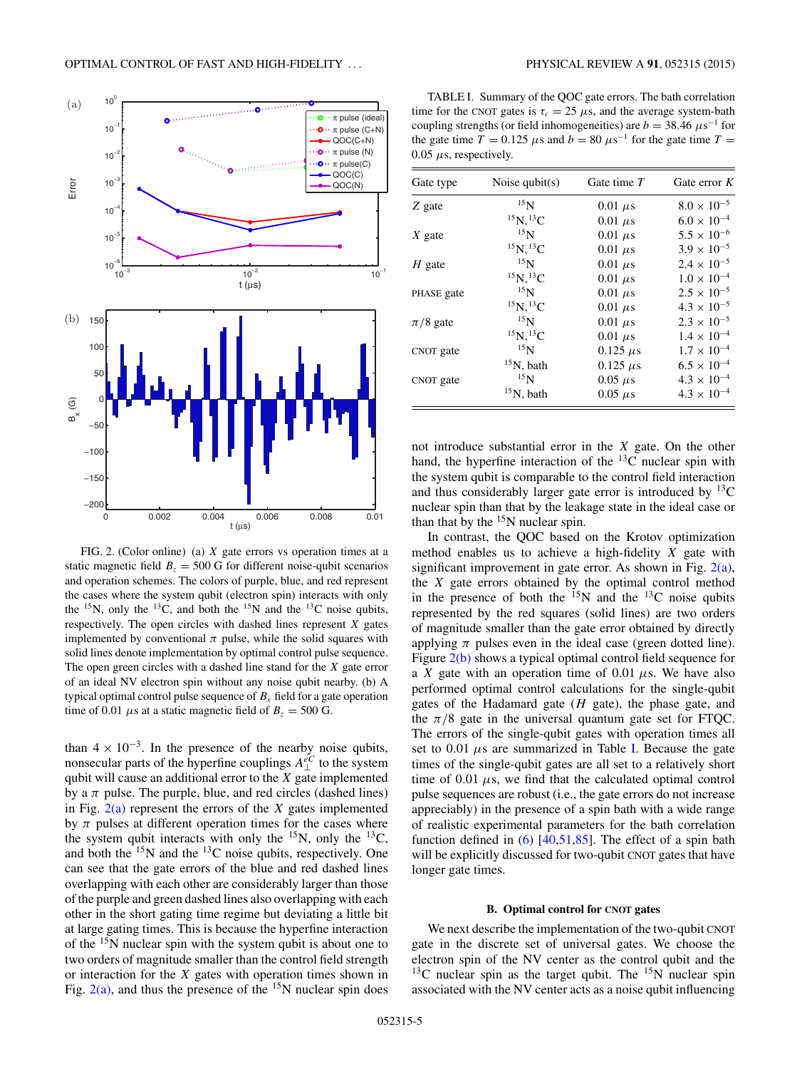FIG. 2. (Color online) (a) $X$ gate errors vs operation times at a static magnetic field $B_z = 500$ G for different noise-qubit scenarios and operation schemes. The colors of purple, blue, and red represent the cases where the system qubit (electron spin) interacts with only the $^{15}$N, only the $^{13}$C, and both the $^{15}$N and the $^{13}$C noise qubits, respectively. The open circles with dashed lines represent $X$ gates implemented by conventional $\pi$ pulse, while the solid squares with solid lines denote implementation by optimal control pulse sequence. The open green circles with a dashed line stand for the $X$ gate error of an ideal NV electron spin without any noise qubit nearby. (b) A typical optimal control pulse sequence of $B_x$ field for a gate operation time of 0.01 $\mu$s at a static magnetic field of $B_z = 500$ G.

than $4 \times 10^{-3}$. In the presence of the nearby noise qubits, nonsecular parts of the hyperfine couplings $A_{\perp}^{eC}$ to the system qubit will cause an additional error to the $X$ gate implemented by a $\pi$ pulse. The purple, blue, and red circles (dashed lines) in Fig. 2(a) represent the errors of the $X$ gates implemented by $\pi$ pulses at different operation times for the cases where the system qubit interacts with only the $^{15}$N, only the $^{13}$C, and both the $^{15}$N and the $^{13}$C noise qubits, respectively. One can see that the gate errors of the blue and red dashed lines overlapping with each other are considerably larger than those of the purple and green dashed lines also overlapping with each other in the short gating time regime but deviating a little bit at large gating times. This is because the hyperfine interaction of the $^{15}$N nuclear spin with the system qubit is about one to two orders of magnitude smaller than the control field strength or interaction for the $X$ gates with operation times shown in Fig. 2(a), and thus the presence of the $^{15}$N nuclear spin does not introduce substantial error in the $X$ gate. On the other hand, the hyperfine interaction of the $^{13}$C nuclear spin with the system qubit is comparable to the control field interaction and thus considerably larger gate error is introduced by $^{13}$C nuclear spin than that by the leakage state in the ideal case or than that by the $^{15}$N nuclear spin.

TABLE I. Summary of the QOC gate errors. The bath correlation time for the CNOT gates is $\tau_c = 25$ $\mu$s, and the average system-bath coupling strengths (or field inhomogeneities) are $b = 38.46$ $\mu s^{-1}$ for the gate time $T = 0.125$ $\mu$s and $b = 80$ $\mu s^{-1}$ for the gate time $T = 0.05$ $\mu$s, respectively.

| Gate type | Noise qubit(s) | Gate time $T$ | Gate error $K$ |
|---|---|---|---|
| $Z$ gate | $^{15}$N | 0.01 $\mu$s | $8.0 \times 10^{-5}$ |
| | $^{15}$N, $^{13}$C | 0.01 $\mu$s | $6.0 \times 10^{-4}$ |
| $X$ gate | $^{15}$N | 0.01 $\mu$s | $5.5 \times 10^{-6}$ |
| | $^{15}$N, $^{13}$C | 0.01 $\mu$s | $3.9 \times 10^{-5}$ |
| $H$ gate | $^{15}$N | 0.01 $\mu$s | $2.4 \times 10^{-5}$ |
| | $^{15}$N, $^{13}$C | 0.01 $\mu$s | $1.0 \times 10^{-4}$ |
| PHASE gate | $^{15}$N | 0.01 $\mu$s | $2.5 \times 10^{-5}$ |
| | $^{15}$N, $^{13}$C | 0.01 $\mu$s | $4.3 \times 10^{-5}$ |
| $\pi/8$ gate | $^{15}$N | 0.01 $\mu$s | $2.3 \times 10^{-5}$ |
| | $^{15}$N, $^{13}$C | 0.01 $\mu$s | $1.4 \times 10^{-4}$ |
| CNOT gate | $^{15}$N | 0.125 $\mu$s | $1.7 \times 10^{-4}$ |
| | $^{15}$N, bath | 0.125 $\mu$s | $6.5 \times 10^{-4}$ |
| CNOT gate | $^{15}$N | 0.05 $\mu$s | $4.3 \times 10^{-4}$ |
| | $^{15}$N, bath | 0.05 $\mu$s | $4.3 \times 10^{-4}$ |

In contrast, the QOC based on the Krotov optimization method enables us to achieve a high-fidelity $X$ gate with significant improvement in gate error. As shown in Fig. 2(a), the $X$ gate errors obtained by the optimal control method in the presence of both the $^{15}$N and the $^{13}$C noise qubits represented by the red squares (solid lines) are two orders of magnitude smaller than the gate error obtained by directly applying $\pi$ pulses even in the ideal case (green dotted line). Figure 2(b) shows a typical optimal control field sequence for a $X$ gate with an operation time of 0.01 $\mu$s. We have also performed optimal control calculations for the single-qubit gates of the Hadamard gate ($H$ gate), the phase gate, and the $\pi/8$ gate in the universal quantum gate set for FTQC. The errors of the single-qubit gates with operation times all set to 0.01 $\mu$s are summarized in Table I. Because the gate times of the single-qubit gates are all set to a relatively short time of 0.01 $\mu$s, we find that the calculated optimal control pulse sequences are robust (i.e., the gate errors do not increase appreciably) in the presence of a spin bath with a wide range of realistic experimental parameters for the bath correlation function defined in (6) [40,51,85]. The effect of a spin bath will be explicitly discussed for two-qubit CNOT gates that have longer gate times.

### B. Optimal control for CNOT gates

We next describe the implementation of the two-qubit CNOT gate in the discrete set of universal gates. We choose the electron spin of the NV center as the control qubit and the $^{13}$C nuclear spin as the target qubit. The $^{15}$N nuclear spin associated with the NV center acts as a noise qubit influencing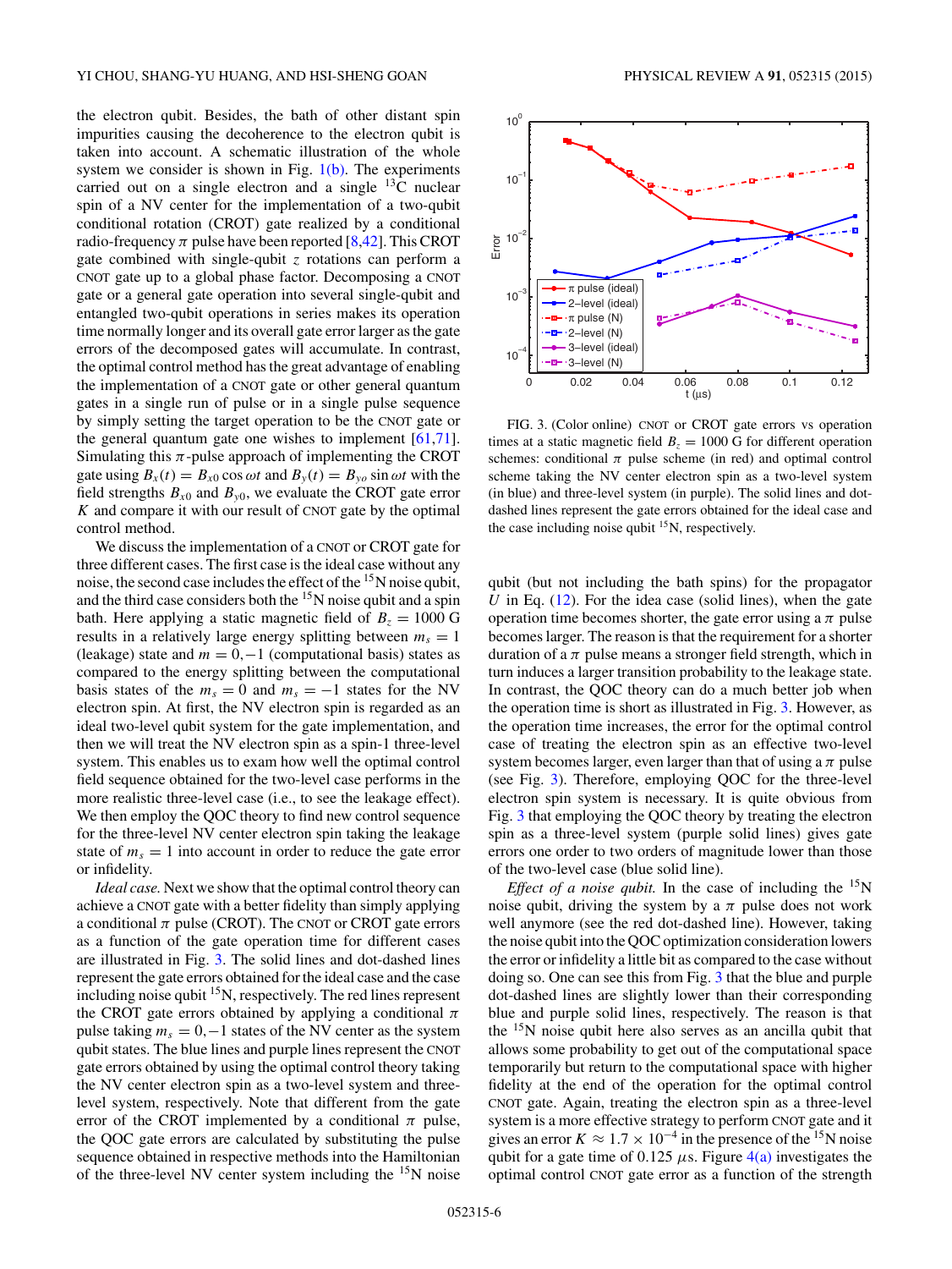the electron qubit. Besides, the bath of other distant spin impurities causing the decoherence to the electron qubit is taken into account. A schematic illustration of the whole system we consider is shown in Fig. 1(b). The experiments carried out on a single electron and a single $^{13}$C nuclear spin of a NV center for the implementation of a two-qubit conditional rotation (CROT) gate realized by a conditional radio-frequency $\pi$ pulse have been reported [8,42]. This CROT gate combined with single-qubit $z$ rotations can perform a CNOT gate up to a global phase factor. Decomposing a CNOT gate or a general gate operation into several single-qubit and entangled two-qubit operations in series makes its operation time normally longer and its overall gate error larger as the gate errors of the decomposed gates will accumulate. In contrast, the optimal control method has the great advantage of enabling the implementation of a CNOT gate or other general quantum gates in a single run of pulse or in a single pulse sequence by simply setting the target operation to be the CNOT gate or the general quantum gate one wishes to implement [61,71]. Simulating this $\pi$-pulse approach of implementing the CROT gate using $B_x(t) = B_{x0} \cos \omega t$ and $B_y(t) = B_{y0} \sin \omega t$ with the field strengths $B_{x0}$ and $B_{y0}$, we evaluate the CROT gate error $K$ and compare it with our result of CNOT gate by the optimal control method.

We discuss the implementation of a CNOT or CROT gate for three different cases. The first case is the ideal case without any noise, the second case includes the effect of the $^{15}$N noise qubit, and the third case considers both the $^{15}$N noise qubit and a spin bath. Here applying a static magnetic field of $B_z = 1000$ G results in a relatively large energy splitting between $m_s = 1$ (leakage) state and $m = 0,-1$ (computational basis) states as compared to the energy splitting between the computational basis states of the $m_s = 0$ and $m_s = -1$ states for the NV electron spin. At first, the NV electron spin is regarded as an ideal two-level qubit system for the gate implementation, and then we will treat the NV electron spin as a spin-1 three-level system. This enables us to exam how well the optimal control field sequence obtained for the two-level case performs in the more realistic three-level case (i.e., to see the leakage effect). We then employ the QOC theory to find new control sequence for the three-level NV center electron spin taking the leakage state of $m_s = 1$ into account in order to reduce the gate error or infidelity.

*Ideal case.* Next we show that the optimal control theory can achieve a CNOT gate with a better fidelity than simply applying a conditional $\pi$ pulse (CROT). The CNOT or CROT gate errors as a function of the gate operation time for different cases are illustrated in Fig. 3. The solid lines and dot-dashed lines represent the gate errors obtained for the ideal case and the case including noise qubit $^{15}$N, respectively. The red lines represent the CROT gate errors obtained by applying a conditional $\pi$ pulse taking $m_s = 0,-1$ states of the NV center as the system qubit states. The blue lines and purple lines represent the CNOT gate errors obtained by using the optimal control theory taking the NV center electron spin as a two-level system and three-level system, respectively. Note that different from the gate error of the CROT implemented by a conditional $\pi$ pulse, the QOC gate errors are calculated by substituting the pulse sequence obtained in respective methods into the Hamiltonian of the three-level NV center system including the $^{15}$N noise qubit (but not including the bath spins) for the propagator $U$ in Eq. (12). For the idea case (solid lines), when the gate operation time becomes shorter, the gate error using a $\pi$ pulse becomes larger. The reason is that the requirement for a shorter duration of a $\pi$ pulse means a stronger field strength, which in turn induces a larger transition probability to the leakage state. In contrast, the QOC theory can do a much better job when the operation time is short as illustrated in Fig. 3. However, as the operation time increases, the error for the optimal control case of treating the electron spin as an effective two-level system becomes larger, even larger than that of using a $\pi$ pulse (see Fig. 3). Therefore, employing QOC for the three-level electron spin system is necessary. It is quite obvious from Fig. 3 that employing the QOC theory by treating the electron spin as a three-level system (purple solid lines) gives gate errors one order to two orders of magnitude lower than those of the two-level case (blue solid line).

FIG. 3. (Color online) CNOT or CROT gate errors vs operation times at a static magnetic field $B_z = 1000$ G for different operation schemes: conditional $\pi$ pulse scheme (in red) and optimal control scheme taking the NV center electron spin as a two-level system (in blue) and three-level system (in purple). The solid lines and dot-dashed lines represent the gate errors obtained for the ideal case and the case including noise qubit $^{15}$N, respectively.

*Effect of a noise qubit.* In the case of including the $^{15}$N noise qubit, driving the system by a $\pi$ pulse does not work well anymore (see the red dot-dashed line). However, taking the noise qubit into the QOC optimization consideration lowers the error or infidelity a little bit as compared to the case without doing so. One can see this from Fig. 3 that the blue and purple dot-dashed lines are slightly lower than their corresponding blue and purple solid lines, respectively. The reason is that the $^{15}$N noise qubit here also serves as an ancilla qubit that allows some probability to get out of the computational space temporarily but return to the computational space with higher fidelity at the end of the operation for the optimal control CNOT gate. Again, treating the electron spin as a three-level system is a more effective strategy to perform CNOT gate and it gives an error $K \approx 1.7 \times 10^{-4}$ in the presence of the $^{15}$N noise qubit for a gate time of 0.125 $\mu$s. Figure 4(a) investigates the optimal control CNOT gate error as a function of the strength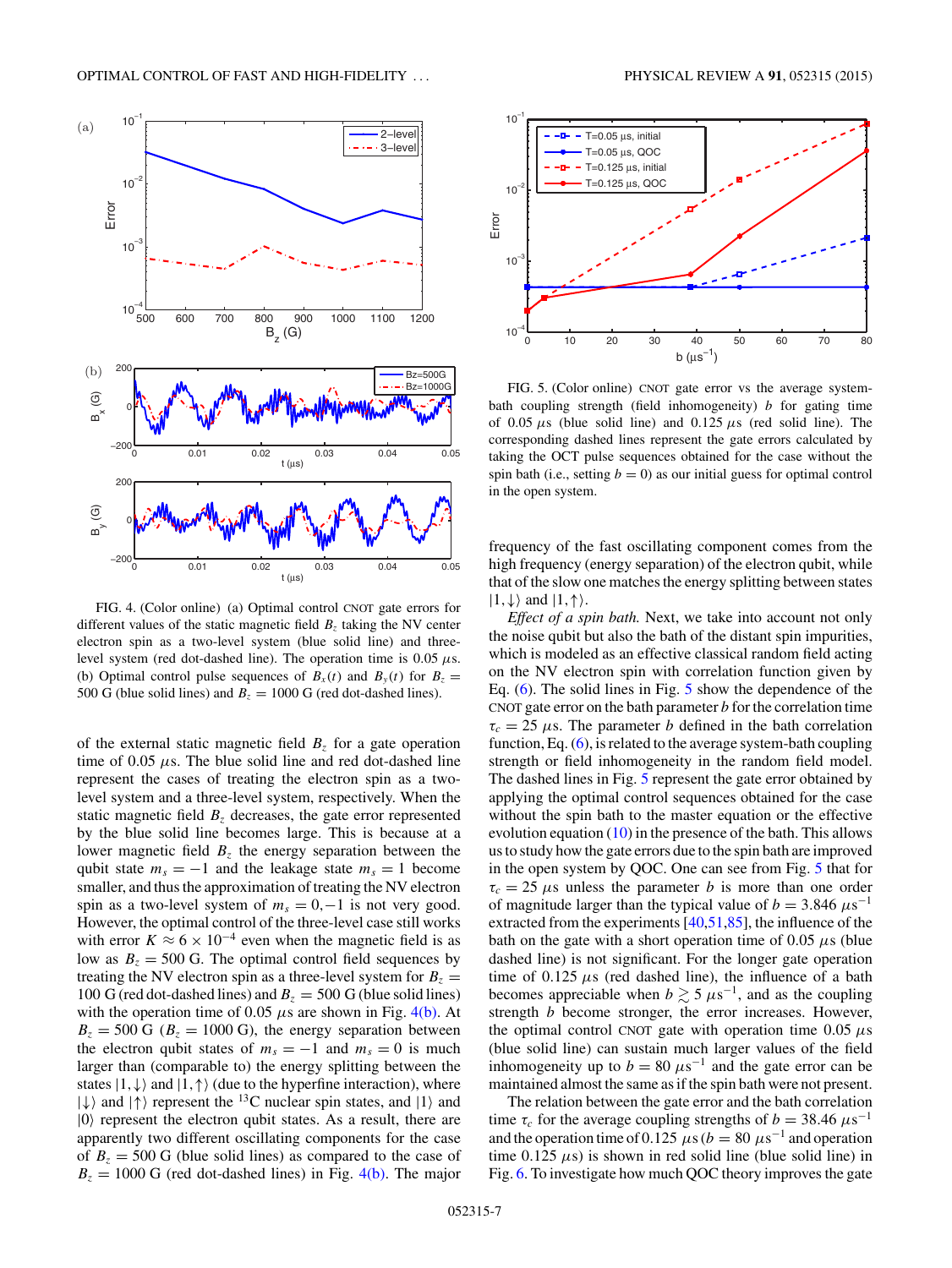FIG. 4. (Color online) (a) Optimal control CNOT gate errors for different values of the static magnetic field $B_z$ taking the NV center electron spin as a two-level system (blue solid line) and three-level system (red dot-dashed line). The operation time is 0.05 $\mu$s. (b) Optimal control pulse sequences of $B_x(t)$ and $B_y(t)$ for $B_z = 500$ G (blue solid lines) and $B_z = 1000$ G (red dot-dashed lines).

of the external static magnetic field $B_z$ for a gate operation time of 0.05 $\mu$s. The blue solid line and red dot-dashed line represent the cases of treating the electron spin as a two-level system and a three-level system, respectively. When the static magnetic field $B_z$ decreases, the gate error represented by the blue solid line becomes large. This is because at a lower magnetic field $B_z$ the energy separation between the qubit state $m_s = -1$ and the leakage state $m_s = 1$ become smaller, and thus the approximation of treating the NV electron spin as a two-level system of $m_s = 0, -1$ is not very good. However, the optimal control of the three-level case still works with error $K \approx 6 \times 10^{-4}$ even when the magnetic field is as low as $B_z = 500$ G. The optimal control field sequences by treating the NV electron spin as a three-level system for $B_z = 100$ G (red dot-dashed lines) and $B_z = 500$ G (blue solid lines) with the operation time of 0.05 $\mu$s are shown in Fig. 4(b). At $B_z = 500$ G ($B_z = 1000$ G), the energy separation between the electron qubit states of $m_s = -1$ and $m_s = 0$ is much larger than (comparable to) the energy splitting between the states $|1,\downarrow\rangle$ and $|1,\uparrow\rangle$ (due to the hyperfine interaction), where $|\downarrow\rangle$ and $|\uparrow\rangle$ represent the $^{13}$C nuclear spin states, and $|1\rangle$ and $|0\rangle$ represent the electron qubit states. As a result, there are apparently two different oscillating components for the case of $B_z = 500$ G (blue solid lines) as compared to the case of $B_z = 1000$ G (red dot-dashed lines) in Fig. 4(b). The major frequency of the fast oscillating component comes from the high frequency (energy separation) of the electron qubit, while that of the slow one matches the energy splitting between states $|1,\downarrow\rangle$ and $|1,\uparrow\rangle$.

FIG. 5. (Color online) CNOT gate error vs the average system-bath coupling strength (field inhomogeneity) $b$ for gating time of 0.05 $\mu$s (blue solid line) and 0.125 $\mu$s (red solid line). The corresponding dashed lines represent the gate errors calculated by taking the OCT pulse sequences obtained for the case without the spin bath (i.e., setting $b = 0$) as our initial guess for optimal control in the open system.

*Effect of a spin bath.* Next, we take into account not only the noise qubit but also the bath of the distant spin impurities, which is modeled as an effective classical random field acting on the NV electron spin with correlation function given by Eq. (6). The solid lines in Fig. 5 show the dependence of the CNOT gate error on the bath parameter $b$ for the correlation time $\tau_c = 25$ $\mu$s. The parameter $b$ defined in the bath correlation function, Eq. (6), is related to the average system-bath coupling strength or field inhomogeneity in the random field model. The dashed lines in Fig. 5 represent the gate error obtained by applying the optimal control sequences obtained for the case without the spin bath to the master equation or the effective evolution equation (10) in the presence of the bath. This allows us to study how the gate errors due to the spin bath are improved in the open system by QOC. One can see from Fig. 5 that for $\tau_c = 25$ $\mu$s unless the parameter $b$ is more than one order of magnitude larger than the typical value of $b = 3.846$ $\mu$s$^{-1}$ extracted from the experiments [40,51,85], the influence of the bath on the gate with a short operation time of 0.05 $\mu$s (blue dashed line) is not significant. For the longer gate operation time of 0.125 $\mu$s (red dashed line), the influence of a bath becomes appreciable when $b \gtrsim 5$ $\mu$s$^{-1}$, and as the coupling strength $b$ become stronger, the error increases. However, the optimal control CNOT gate with operation time 0.05 $\mu$s (blue solid line) can sustain much larger values of the field inhomogeneity up to $b = 80$ $\mu$s$^{-1}$ and the gate error can be maintained almost the same as if the spin bath were not present.

The relation between the gate error and the bath correlation time $\tau_c$ for the average coupling strengths of $b = 38.46$ $\mu$s$^{-1}$ and the operation time of 0.125 $\mu$s ($b = 80$ $\mu$s$^{-1}$ and operation time 0.125 $\mu$s) is shown in red solid line (blue solid line) in Fig. 6. To investigate how much QOC theory improves the gate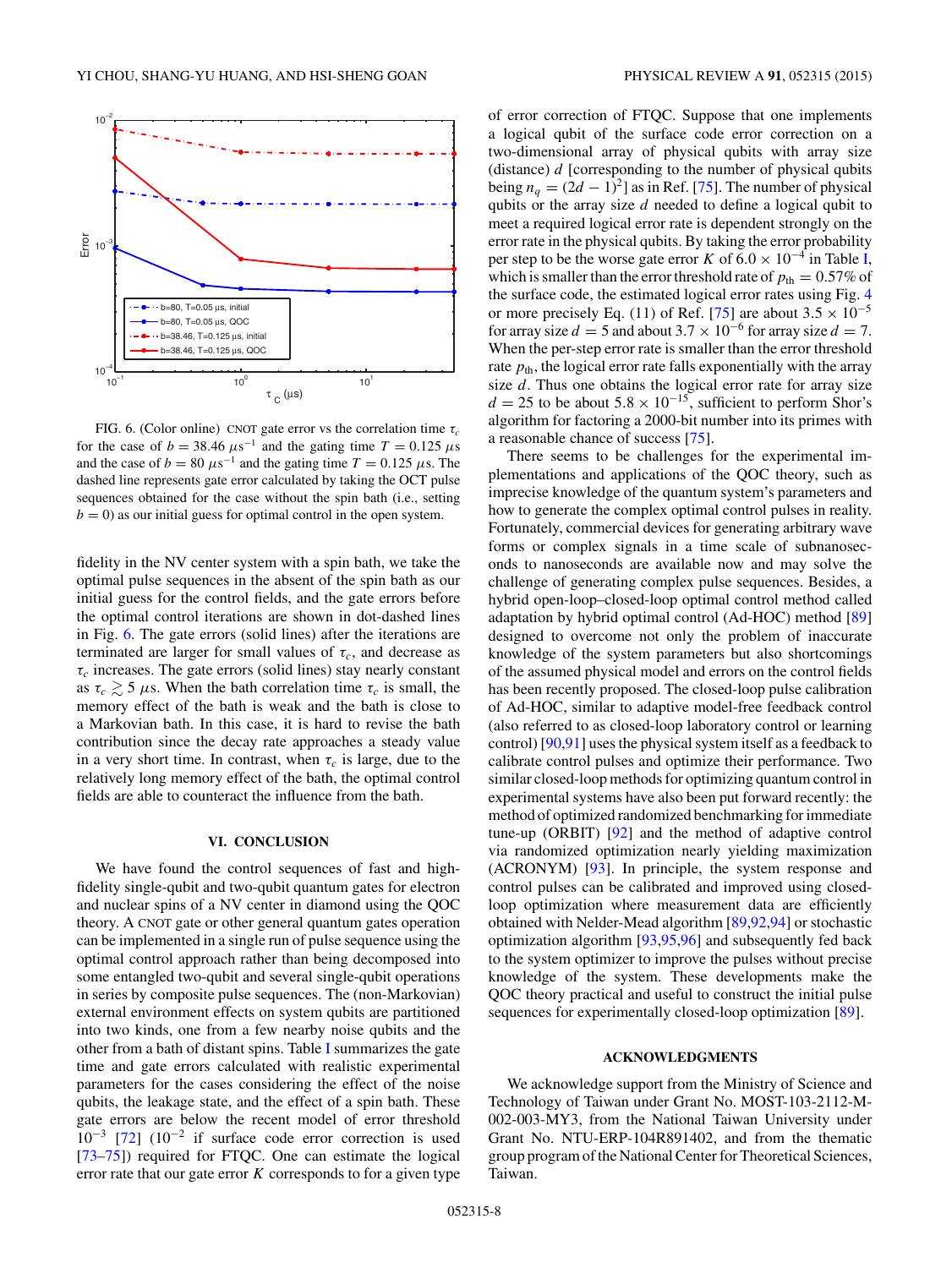FIG. 6. (Color online) CNOT gate error vs the correlation time $\tau_c$ for the case of $b = 38.46\ \mu s^{-1}$ and the gating time $T = 0.125\ \mu s$ and the case of $b = 80\ \mu s^{-1}$ and the gating time $T = 0.125\ \mu s$. The dashed line represents gate error calculated by taking the OCT pulse sequences obtained for the case without the spin bath (i.e., setting $b = 0$) as our initial guess for optimal control in the open system.

fidelity in the NV center system with a spin bath, we take the optimal pulse sequences in the absent of the spin bath as our initial guess for the control fields, and the gate errors before the optimal control iterations are shown in dot-dashed lines in Fig. 6. The gate errors (solid lines) after the iterations are terminated are larger for small values of $\tau_c$, and decrease as $\tau_c$ increases. The gate errors (solid lines) stay nearly constant as $\tau_c \gtrsim 5\ \mu s$. When the bath correlation time $\tau_c$ is small, the memory effect of the bath is weak and the bath is close to a Markovian bath. In this case, it is hard to revise the bath contribution since the decay rate approaches a steady value in a very short time. In contrast, when $\tau_c$ is large, due to the relatively long memory effect of the bath, the optimal control fields are able to counteract the influence from the bath.

## VI. CONCLUSION

We have found the control sequences of fast and high-fidelity single-qubit and two-qubit quantum gates for electron and nuclear spins of a NV center in diamond using the QOC theory. A CNOT gate or other general quantum gates operation can be implemented in a single run of pulse sequence using the optimal control approach rather than being decomposed into some entangled two-qubit and several single-qubit operations in series by composite pulse sequences. The (non-Markovian) external environment effects on system qubits are partitioned into two kinds, one from a few nearby noise qubits and the other from a bath of distant spins. Table I summarizes the gate time and gate errors calculated with realistic experimental parameters for the cases considering the effect of the noise qubits, the leakage state, and the effect of a spin bath. These gate errors are below the recent model of error threshold $10^{-3}$ [72] ($10^{-2}$ if surface code error correction is used [73–75]) required for FTQC. One can estimate the logical error rate that our gate error $K$ corresponds to for a given type of error correction of FTQC. Suppose that one implements a logical qubit of the surface code error correction on a two-dimensional array of physical qubits with array size (distance) $d$ [corresponding to the number of physical qubits being $n_q = (2d-1)^2$] as in Ref. [75]. The number of physical qubits or the array size $d$ needed to define a logical qubit to meet a required logical error rate is dependent strongly on the error rate in the physical qubits. By taking the error probability per step to be the worse gate error $K$ of $6.0 \times 10^{-4}$ in Table I, which is smaller than the error threshold rate of $p_{\text{th}} = 0.57\%$ of the surface code, the estimated logical error rates using Fig. 4 or more precisely Eq. (11) of Ref. [75] are about $3.5 \times 10^{-5}$ for array size $d = 5$ and about $3.7 \times 10^{-6}$ for array size $d = 7$. When the per-step error rate is smaller than the error threshold rate $p_{\text{th}}$, the logical error rate falls exponentially with the array size $d$. Thus one obtains the logical error rate for array size $d = 25$ to be about $5.8 \times 10^{-15}$, sufficient to perform Shor's algorithm for factoring a 2000-bit number into its primes with a reasonable chance of success [75].

There seems to be challenges for the experimental implementations and applications of the QOC theory, such as imprecise knowledge of the quantum system's parameters and how to generate the complex optimal control pulses in reality. Fortunately, commercial devices for generating arbitrary wave forms or complex signals in a time scale of subnanoseconds to nanoseconds are available now and may solve the challenge of generating complex pulse sequences. Besides, a hybrid open-loop–closed-loop optimal control method called adaptation by hybrid optimal control (Ad-HOC) method [89] designed to overcome not only the problem of inaccurate knowledge of the system parameters but also shortcomings of the assumed physical model and errors on the control fields has been recently proposed. The closed-loop pulse calibration of Ad-HOC, similar to adaptive model-free feedback control (also referred to as closed-loop laboratory control or learning control) [90,91] uses the physical system itself as a feedback to calibrate control pulses and optimize their performance. Two similar closed-loop methods for optimizing quantum control in experimental systems have also been put forward recently: the method of optimized randomized benchmarking for immediate tune-up (ORBIT) [92] and the method of adaptive control via randomized optimization nearly yielding maximization (ACRONYM) [93]. In principle, the system response and control pulses can be calibrated and improved using closed-loop optimization where measurement data are efficiently obtained with Nelder-Mead algorithm [89,92,94] or stochastic optimization algorithm [93,95,96] and subsequently fed back to the system optimizer to improve the pulses without precise knowledge of the system. These developments make the QOC theory practical and useful to construct the initial pulse sequences for experimentally closed-loop optimization [89].

## ACKNOWLEDGMENTS

We acknowledge support from the Ministry of Science and Technology of Taiwan under Grant No. MOST-103-2112-M-002-003-MY3, from the National Taiwan University under Grant No. NTU-ERP-104R891402, and from the thematic group program of the National Center for Theoretical Sciences, Taiwan.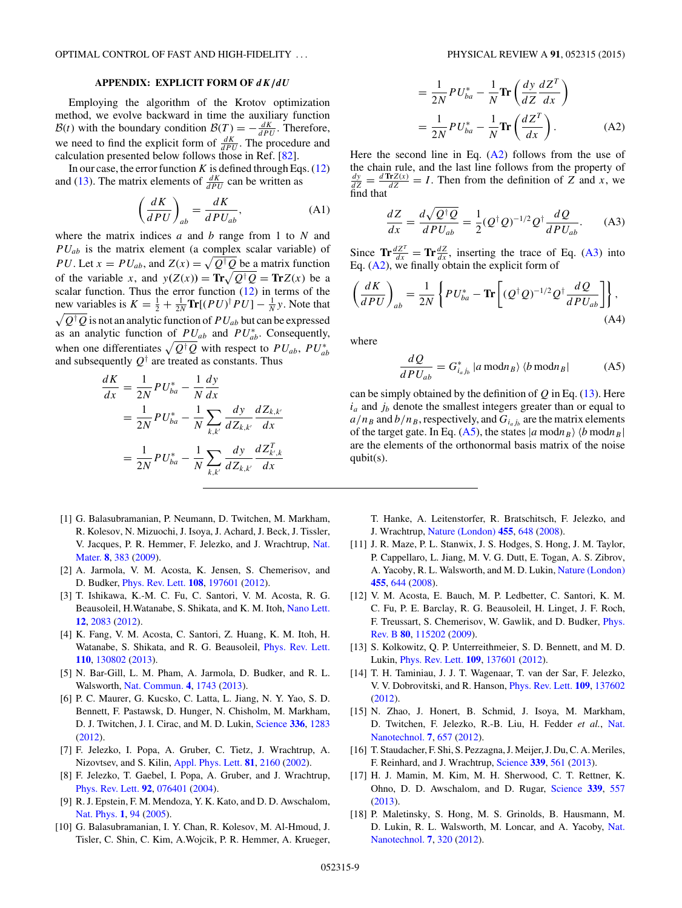## APPENDIX: EXPLICIT FORM OF $dK/dU$

Employing the algorithm of the Krotov optimization method, we evolve backward in time the auxiliary function $\mathcal{B}(t)$ with the boundary condition $\mathcal{B}(T) = -\frac{dK}{dPU}$. Therefore, we need to find the explicit form of $\frac{dK}{dPU}$. The procedure and calculation presented below follows those in Ref. [82].

In our case, the error function $K$ is defined through Eqs. (12) and (13). The matrix elements of $\frac{dK}{dPU}$ can be written as

$$\left(\frac{dK}{dPU}\right)_{ab} = \frac{dK}{dPU_{ab}}, \tag{A1}$$

where the matrix indices $a$ and $b$ range from 1 to $N$ and $PU_{ab}$ is the matrix element (a complex scalar variable) of $PU$. Let $x = PU_{ab}$, and $Z(x) = \sqrt{Q^\dagger Q}$ be a matrix function of the variable $x$, and $y(Z(x)) = \mathbf{Tr}\sqrt{Q^\dagger Q} = \mathbf{Tr}Z(x)$ be a scalar function. Thus the error function (12) in terms of the new variables is $K = \frac{1}{2} + \frac{1}{2N}\mathbf{Tr}[(PU)^\dagger PU] - \frac{1}{N}y$. Note that $\sqrt{Q^\dagger Q}$ is not an analytic function of $PU_{ab}$ but can be expressed as an analytic function of $PU_{ab}$ and $PU_{ab}^*$. Consequently, when one differentiates $\sqrt{Q^\dagger Q}$ with respect to $PU_{ab}$, $PU_{ab}^*$ and subsequently $Q^\dagger$ are treated as constants. Thus

$$\begin{aligned}
\frac{dK}{dx} &= \frac{1}{2N}PU_{ba}^* - \frac{1}{N}\frac{dy}{dx} \\
&= \frac{1}{2N}PU_{ba}^* - \frac{1}{N}\sum_{k,k'}\frac{dy}{dZ_{k,k'}}\frac{dZ_{k,k'}}{dx} \\
&= \frac{1}{2N}PU_{ba}^* - \frac{1}{N}\sum_{k,k'}\frac{dy}{dZ_{k,k'}}\frac{dZ^T_{k',k}}{dx} \\
&= \frac{1}{2N}PU_{ba}^* - \frac{1}{N}\mathbf{Tr}\left(\frac{dy}{dZ}\frac{dZ^T}{dx}\right) \\
&= \frac{1}{2N}PU_{ba}^* - \frac{1}{N}\mathbf{Tr}\left(\frac{dZ^T}{dx}\right).
\end{aligned} \tag{A2}$$

Here the second line in Eq. (A2) follows from the use of the chain rule, and the last line follows from the property of $\frac{dy}{dZ} = \frac{d\,\mathbf{Tr}Z(x)}{dZ} = I$. Then from the definition of $Z$ and $x$, we find that

$$\frac{dZ}{dx} = \frac{d\sqrt{Q^\dagger Q}}{dPU_{ab}} = \frac{1}{2}(Q^\dagger Q)^{-1/2}Q^\dagger\frac{dQ}{dPU_{ab}}. \tag{A3}$$

Since $\mathbf{Tr}\frac{dZ^T}{dx} = \mathbf{Tr}\frac{dZ}{dx}$, inserting the trace of Eq. (A3) into Eq. (A2), we finally obtain the explicit form of

$$\left(\frac{dK}{dPU}\right)_{ab} = \frac{1}{2N}\left\{PU_{ba}^* - \mathbf{Tr}\left[(Q^\dagger Q)^{-1/2}Q^\dagger\frac{dQ}{dPU_{ab}}\right]\right\}, \tag{A4}$$

where

$$\frac{dQ}{dPU_{ab}} = G^*_{i_a j_b}\,|a\,\mathrm{mod}\,n_B\rangle\,\langle b\,\mathrm{mod}\,n_B| \tag{A5}$$

can be simply obtained by the definition of $Q$ in Eq. (13). Here $i_a$ and $j_b$ denote the smallest integers greater than or equal to $a/n_B$ and $b/n_B$, respectively, and $G_{i_a j_b}$ are the matrix elements of the target gate. In Eq. (A5), the states $|a\,\mathrm{mod}\,n_B\rangle\,\langle b\,\mathrm{mod}\,n_B|$ are the elements of the orthonormal basis matrix of the noise qubit(s).

---

[1] G. Balasubramanian, P. Neumann, D. Twitchen, M. Markham, R. Kolesov, N. Mizuochi, J. Isoya, J. Achard, J. Beck, J. Tissler, V. Jacques, P. R. Hemmer, F. Jelezko, and J. Wrachtrup, Nat. Mater. **8**, 383 (2009).

[2] A. Jarmola, V. M. Acosta, K. Jensen, S. Chemerisov, and D. Budker, Phys. Rev. Lett. **108**, 197601 (2012).

[3] T. Ishikawa, K.-M. C. Fu, C. Santori, V. M. Acosta, R. G. Beausoleil, H.Watanabe, S. Shikata, and K. M. Itoh, Nano Lett. **12**, 2083 (2012).

[4] K. Fang, V. M. Acosta, C. Santori, Z. Huang, K. M. Itoh, H. Watanabe, S. Shikata, and R. G. Beausoleil, Phys. Rev. Lett. **110**, 130802 (2013).

[5] N. Bar-Gill, L. M. Pham, A. Jarmola, D. Budker, and R. L. Walsworth, Nat. Commun. **4**, 1743 (2013).

[6] P. C. Maurer, G. Kucsko, C. Latta, L. Jiang, N. Y. Yao, S. D. Bennett, F. Pastawski, D. Hunger, N. Chisholm, M. Markham, D. J. Twitchen, J. I. Cirac, and M. D. Lukin, Science **336**, 1283 (2012).

[7] F. Jelezko, I. Popa, A. Gruber, C. Tietz, J. Wrachtrup, A. Nizovtsev, and S. Kilin, Appl. Phys. Lett. **81**, 2160 (2002).

[8] F. Jelezko, T. Gaebel, I. Popa, A. Gruber, and J. Wrachtrup, Phys. Rev. Lett. **92**, 076401 (2004).

[9] R. J. Epstein, F. M. Mendoza, Y. K. Kato, and D. D. Awschalom, Nat. Phys. **1**, 94 (2005).

[10] G. Balasubramanian, I. Y. Chan, R. Kolesov, M. Al-Hmoud, J. Tisler, C. Shin, C. Kim, A.Wojcik, P. R. Hemmer, A. Krueger, T. Hanke, A. Leitenstorfer, R. Bratschitsch, F. Jelezko, and J. Wrachtrup, Nature (London) **455**, 648 (2008).

[11] J. R. Maze, P. L. Stanwix, J. S. Hodges, S. Hong, J. M. Taylor, P. Cappellaro, L. Jiang, M. V. G. Dutt, E. Togan, A. S. Zibrov, A. Yacoby, R. L. Walsworth, and M. D. Lukin, Nature (London) **455**, 644 (2008).

[12] V. M. Acosta, E. Bauch, M. P. Ledbetter, C. Santori, K. M. C. Fu, P. E. Barclay, R. G. Beausoleil, H. Linget, J. F. Roch, F. Treussart, S. Chemerisov, W. Gawlik, and D. Budker, Phys. Rev. B **80**, 115202 (2009).

[13] S. Kolkowitz, Q. P. Unterreithmeier, S. D. Bennett, and M. D. Lukin, Phys. Rev. Lett. **109**, 137601 (2012).

[14] T. H. Taminiau, J. J. T. Wagenaar, T. van der Sar, F. Jelezko, V. V. Dobrovitski, and R. Hanson, Phys. Rev. Lett. **109**, 137602 (2012).

[15] N. Zhao, J. Honert, B. Schmid, J. Isoya, M. Markham, D. Twitchen, F. Jelezko, R.-B. Liu, H. Fedder *et al.*, Nat. Nanotechnol. **7**, 657 (2012).

[16] T. Staudacher, F. Shi, S. Pezzagna, J. Meijer, J. Du, C. A. Meriles, F. Reinhard, and J. Wrachtrup, Science **339**, 561 (2013).

[17] H. J. Mamin, M. Kim, M. H. Sherwood, C. T. Rettner, K. Ohno, D. D. Awschalom, and D. Rugar, Science **339**, 557 (2013).

[18] P. Maletinsky, S. Hong, M. S. Grinolds, B. Hausmann, M. D. Lukin, R. L. Walsworth, M. Loncar, and A. Yacoby, Nat. Nanotechnol. **7**, 320 (2012).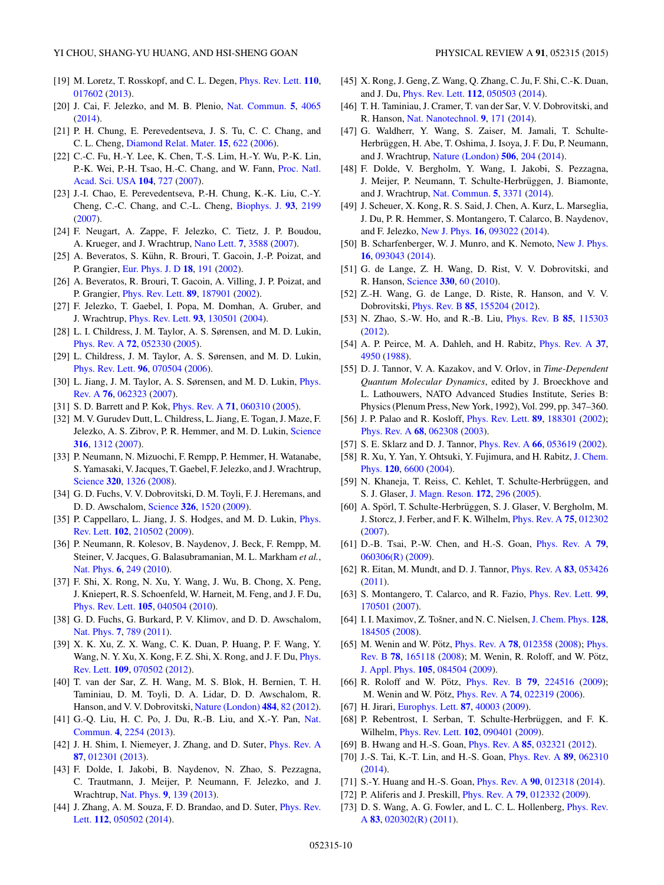[19] M. Loretz, T. Rosskopf, and C. L. Degen, Phys. Rev. Lett. **110**, 017602 (2013).

[20] J. Cai, F. Jelezko, and M. B. Plenio, Nat. Commun. **5**, 4065 (2014).

[21] P. H. Chung, E. Perevedentseva, J. S. Tu, C. C. Chang, and C. L. Cheng, Diamond Relat. Mater. **15**, 622 (2006).

[22] C.-C. Fu, H.-Y. Lee, K. Chen, T.-S. Lim, H.-Y. Wu, P.-K. Lin, P.-K. Wei, P.-H. Tsao, H.-C. Chang, and W. Fann, Proc. Natl. Acad. Sci. USA **104**, 727 (2007).

[23] J.-I. Chao, E. Perevedentseva, P.-H. Chung, K.-K. Liu, C.-Y. Cheng, C.-C. Chang, and C.-L. Cheng, Biophys. J. **93**, 2199 (2007).

[24] F. Neugart, A. Zappe, F. Jelezko, C. Tietz, J. P. Boudou, A. Krueger, and J. Wrachtrup, Nano Lett. **7**, 3588 (2007).

[25] A. Beveratos, S. Kühn, R. Brouri, T. Gacoin, J.-P. Poizat, and P. Grangier, Eur. Phys. J. D **18**, 191 (2002).

[26] A. Beveratos, R. Brouri, T. Gacoin, A. Villing, J. P. Poizat, and P. Grangier, Phys. Rev. Lett. **89**, 187901 (2002).

[27] F. Jelezko, T. Gaebel, I. Popa, M. Domhan, A. Gruber, and J. Wrachtrup, Phys. Rev. Lett. **93**, 130501 (2004).

[28] L. I. Childress, J. M. Taylor, A. S. Sørensen, and M. D. Lukin, Phys. Rev. A **72**, 052330 (2005).

[29] L. Childress, J. M. Taylor, A. S. Sørensen, and M. D. Lukin, Phys. Rev. Lett. **96**, 070504 (2006).

[30] L. Jiang, J. M. Taylor, A. S. Sørensen, and M. D. Lukin, Phys. Rev. A **76**, 062323 (2007).

[31] S. D. Barrett and P. Kok, Phys. Rev. A **71**, 060310 (2005).

[32] M. V. Gurudev Dutt, L. Childress, L. Jiang, E. Togan, J. Maze, F. Jelezko, A. S. Zibrov, P. R. Hemmer, and M. D. Lukin, Science **316**, 1312 (2007).

[33] P. Neumann, N. Mizuochi, F. Rempp, P. Hemmer, H. Watanabe, S. Yamasaki, V. Jacques, T. Gaebel, F. Jelezko, and J. Wrachtrup, Science **320**, 1326 (2008).

[34] G. D. Fuchs, V. V. Dobrovitski, D. M. Toyli, F. J. Heremans, and D. D. Awschalom, Science **326**, 1520 (2009).

[35] P. Cappellaro, L. Jiang, J. S. Hodges, and M. D. Lukin, Phys. Rev. Lett. **102**, 210502 (2009).

[36] P. Neumann, R. Kolesov, B. Naydenov, J. Beck, F. Rempp, M. Steiner, V. Jacques, G. Balasubramanian, M. L. Markham *et al.*, Nat. Phys. **6**, 249 (2010).

[37] F. Shi, X. Rong, N. Xu, Y. Wang, J. Wu, B. Chong, X. Peng, J. Kniepert, R. S. Schoenfeld, W. Harneit, M. Feng, and J. F. Du, Phys. Rev. Lett. **105**, 040504 (2010).

[38] G. D. Fuchs, G. Burkard, P. V. Klimov, and D. D. Awschalom, Nat. Phys. **7**, 789 (2011).

[39] X. K. Xu, Z. X. Wang, C. K. Duan, P. Huang, P. F. Wang, Y. Wang, N. Y. Xu, X. Kong, F. Z. Shi, X. Rong, and J. F. Du, Phys. Rev. Lett. **109**, 070502 (2012).

[40] T. van der Sar, Z. H. Wang, M. S. Blok, H. Bernien, T. H. Taminiau, D. M. Toyli, D. A. Lidar, D. D. Awschalom, R. Hanson, and V. V. Dobrovitski, Nature (London) **484**, 82 (2012).

[41] G.-Q. Liu, H. C. Po, J. Du, R.-B. Liu, and X.-Y. Pan, Nat. Commun. **4**, 2254 (2013).

[42] J. H. Shim, I. Niemeyer, J. Zhang, and D. Suter, Phys. Rev. A **87**, 012301 (2013).

[43] F. Dolde, I. Jakobi, B. Naydenov, N. Zhao, S. Pezzagna, C. Trautmann, J. Meijer, P. Neumann, F. Jelezko, and J. Wrachtrup, Nat. Phys. **9**, 139 (2013).

[44] J. Zhang, A. M. Souza, F. D. Brandao, and D. Suter, Phys. Rev. Lett. **112**, 050502 (2014).

[45] X. Rong, J. Geng, Z. Wang, Q. Zhang, C. Ju, F. Shi, C.-K. Duan, and J. Du, Phys. Rev. Lett. **112**, 050503 (2014).

[46] T. H. Taminiau, J. Cramer, T. van der Sar, V. V. Dobrovitski, and R. Hanson, Nat. Nanotechnol. **9**, 171 (2014).

[47] G. Waldherr, Y. Wang, S. Zaiser, M. Jamali, T. Schulte-Herbrüggen, H. Abe, T. Oshima, J. Isoya, J. F. Du, P. Neumann, and J. Wrachtrup, Nature (London) **506**, 204 (2014).

[48] F. Dolde, V. Bergholm, Y. Wang, I. Jakobi, S. Pezzagna, J. Meijer, P. Neumann, T. Schulte-Herbrüggen, J. Biamonte, and J. Wrachtrup, Nat. Commun. **5**, 3371 (2014).

[49] J. Scheuer, X. Kong, R. S. Said, J. Chen, A. Kurz, L. Marseglia, J. Du, P. R. Hemmer, S. Montangero, T. Calarco, B. Naydenov, and F. Jelezko, New J. Phys. **16**, 093022 (2014).

[50] B. Scharfenberger, W. J. Munro, and K. Nemoto, New J. Phys. **16**, 093043 (2014).

[51] G. de Lange, Z. H. Wang, D. Rist, V. V. Dobrovitski, and R. Hanson, Science **330**, 60 (2010).

[52] Z.-H. Wang, G. de Lange, D. Riste, R. Hanson, and V. V. Dobrovitski, Phys. Rev. B **85**, 155204 (2012).

[53] N. Zhao, S.-W. Ho, and R.-B. Liu, Phys. Rev. B **85**, 115303 (2012).

[54] A. P. Peirce, M. A. Dahleh, and H. Rabitz, Phys. Rev. A **37**, 4950 (1988).

[55] D. J. Tannor, V. A. Kazakov, and V. Orlov, in *Time-Dependent Quantum Molecular Dynamics*, edited by J. Broeckhove and L. Lathouwers, NATO Advanced Studies Institute, Series B: Physics (Plenum Press, New York, 1992), Vol. 299, pp. 347–360.

[56] J. P. Palao and R. Kosloff, Phys. Rev. Lett. **89**, 188301 (2002); Phys. Rev. A **68**, 062308 (2003).

[57] S. E. Sklarz and D. J. Tannor, Phys. Rev. A **66**, 053619 (2002).

[58] R. Xu, Y. Yan, Y. Ohtsuki, Y. Fujimura, and H. Rabitz, J. Chem. Phys. **120**, 6600 (2004).

[59] N. Khaneja, T. Reiss, C. Kehlet, T. Schulte-Herbrüggen, and S. J. Glaser, J. Magn. Reson. **172**, 296 (2005).

[60] A. Spörl, T. Schulte-Herbrüggen, S. J. Glaser, V. Bergholm, M. J. Storcz, J. Ferber, and F. K. Wilhelm, Phys. Rev. A **75**, 012302 (2007).

[61] D.-B. Tsai, P.-W. Chen, and H.-S. Goan, Phys. Rev. A **79**, 060306(R) (2009).

[62] R. Eitan, M. Mundt, and D. J. Tannor, Phys. Rev. A **83**, 053426 (2011).

[63] S. Montangero, T. Calarco, and R. Fazio, Phys. Rev. Lett. **99**, 170501 (2007).

[64] I. I. Maximov, Z. Tošner, and N. C. Nielsen, J. Chem. Phys. **128**, 184505 (2008).

[65] M. Wenin and W. Pötz, Phys. Rev. A **78**, 012358 (2008); Phys. Rev. B **78**, 165118 (2008); M. Wenin, R. Roloff, and W. Pötz, J. Appl. Phys. **105**, 084504 (2009).

[66] R. Roloff and W. Pötz, Phys. Rev. B **79**, 224516 (2009); M. Wenin and W. Pötz, Phys. Rev. A **74**, 022319 (2006).

[67] H. Jirari, Europhys. Lett. **87**, 40003 (2009).

[68] P. Rebentrost, I. Serban, T. Schulte-Herbrüggen, and F. K. Wilhelm, Phys. Rev. Lett. **102**, 090401 (2009).

[69] B. Hwang and H.-S. Goan, Phys. Rev. A **85**, 032321 (2012).

[70] J.-S. Tai, K.-T. Lin, and H.-S. Goan, Phys. Rev. A **89**, 062310 (2014).

[71] S.-Y. Huang and H.-S. Goan, Phys. Rev. A **90**, 012318 (2014).

[72] P. Aliferis and J. Preskill, Phys. Rev. A **79**, 012332 (2009).

[73] D. S. Wang, A. G. Fowler, and L. C. L. Hollenberg, Phys. Rev. A **83**, 020302(R) (2011).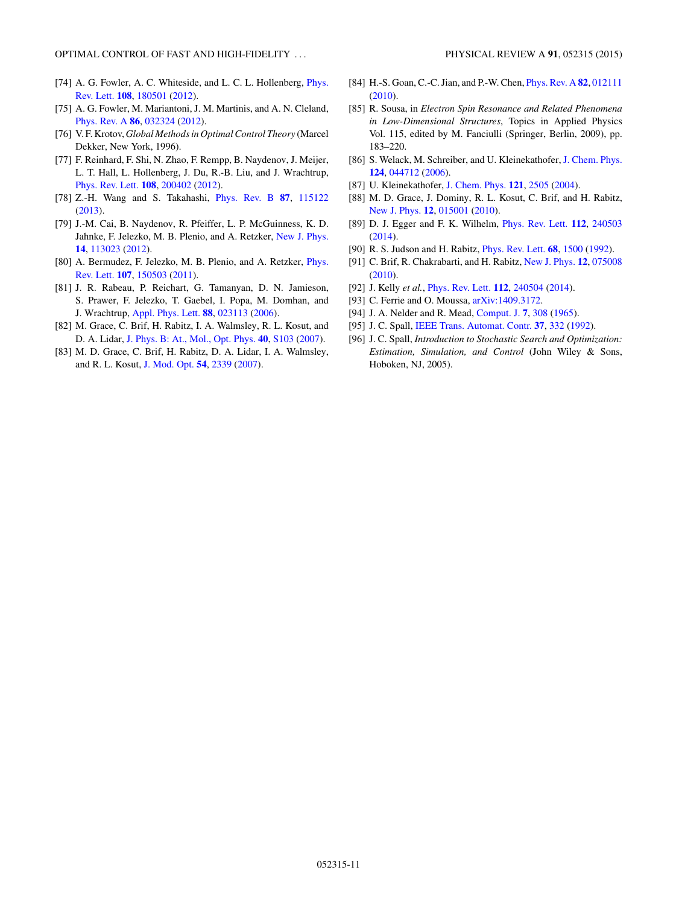[74] A. G. Fowler, A. C. Whiteside, and L. C. L. Hollenberg, Phys. Rev. Lett. **108**, 180501 (2012).

[75] A. G. Fowler, M. Mariantoni, J. M. Martinis, and A. N. Cleland, Phys. Rev. A **86**, 032324 (2012).

[76] V. F. Krotov, *Global Methods in Optimal Control Theory* (Marcel Dekker, New York, 1996).

[77] F. Reinhard, F. Shi, N. Zhao, F. Rempp, B. Naydenov, J. Meijer, L. T. Hall, L. Hollenberg, J. Du, R.-B. Liu, and J. Wrachtrup, Phys. Rev. Lett. **108**, 200402 (2012).

[78] Z.-H. Wang and S. Takahashi, Phys. Rev. B **87**, 115122 (2013).

[79] J.-M. Cai, B. Naydenov, R. Pfeiffer, L. P. McGuinness, K. D. Jahnke, F. Jelezko, M. B. Plenio, and A. Retzker, New J. Phys. **14**, 113023 (2012).

[80] A. Bermudez, F. Jelezko, M. B. Plenio, and A. Retzker, Phys. Rev. Lett. **107**, 150503 (2011).

[81] J. R. Rabeau, P. Reichart, G. Tamanyan, D. N. Jamieson, S. Prawer, F. Jelezko, T. Gaebel, I. Popa, M. Domhan, and J. Wrachtrup, Appl. Phys. Lett. **88**, 023113 (2006).

[82] M. Grace, C. Brif, H. Rabitz, I. A. Walmsley, R. L. Kosut, and D. A. Lidar, J. Phys. B: At., Mol., Opt. Phys. **40**, S103 (2007).

[83] M. D. Grace, C. Brif, H. Rabitz, D. A. Lidar, I. A. Walmsley, and R. L. Kosut, J. Mod. Opt. **54**, 2339 (2007).

[84] H.-S. Goan, C.-C. Jian, and P.-W. Chen, Phys. Rev. A **82**, 012111 (2010).

[85] R. Sousa, in *Electron Spin Resonance and Related Phenomena in Low-Dimensional Structures*, Topics in Applied Physics Vol. 115, edited by M. Fanciulli (Springer, Berlin, 2009), pp. 183–220.

[86] S. Welack, M. Schreiber, and U. Kleinekathofer, J. Chem. Phys. **124**, 044712 (2006).

[87] U. Kleinekathofer, J. Chem. Phys. **121**, 2505 (2004).

[88] M. D. Grace, J. Dominy, R. L. Kosut, C. Brif, and H. Rabitz, New J. Phys. **12**, 015001 (2010).

[89] D. J. Egger and F. K. Wilhelm, Phys. Rev. Lett. **112**, 240503 (2014).

[90] R. S. Judson and H. Rabitz, Phys. Rev. Lett. **68**, 1500 (1992).

[91] C. Brif, R. Chakrabarti, and H. Rabitz, New J. Phys. **12**, 075008 (2010).

[92] J. Kelly *et al.*, Phys. Rev. Lett. **112**, 240504 (2014).

[93] C. Ferrie and O. Moussa, arXiv:1409.3172.

[94] J. A. Nelder and R. Mead, Comput. J. **7**, 308 (1965).

[95] J. C. Spall, IEEE Trans. Automat. Contr. **37**, 332 (1992).

[96] J. C. Spall, *Introduction to Stochastic Search and Optimization: Estimation, Simulation, and Control* (John Wiley & Sons, Hoboken, NJ, 2005).